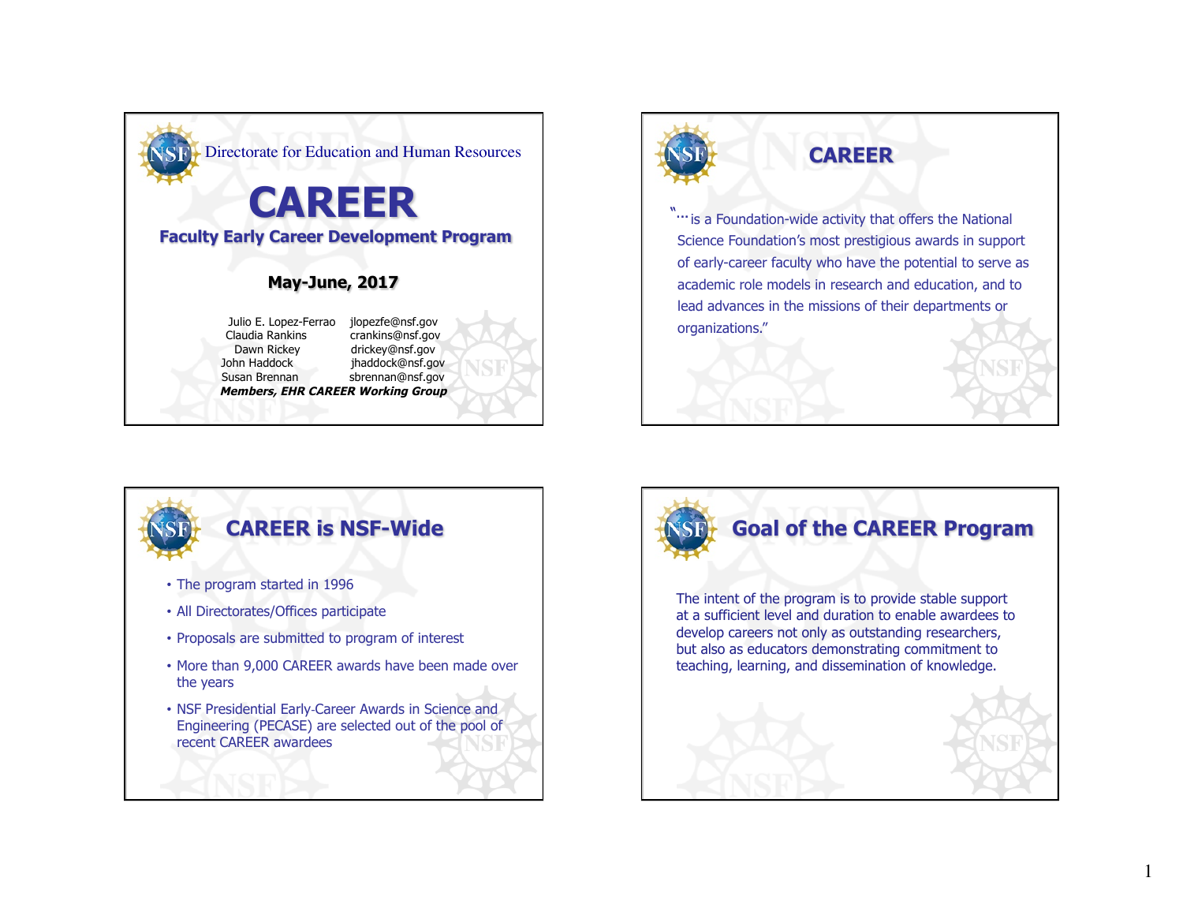Directorate for Education and Human Resources

# CAREER

## Faculty Early Career Development Program

**May-June, 2017**

| | |
|---|---|
| Julio E. Lopez-Ferrao | jlopezfe@nsf.gov |
| Claudia Rankins | crankins@nsf.gov |
| Dawn Rickey | drickey@nsf.gov |
| John Haddock | jhaddock@nsf.gov |
| Susan Brennan | sbrennan@nsf.gov |

***Members, EHR CAREER Working Group***

## CAREER

"... is a Foundation-wide activity that offers the National Science Foundation's most prestigious awards in support of early-career faculty who have the potential to serve as academic role models in research and education, and to lead advances in the missions of their departments or organizations."

## CAREER is NSF-Wide

- The program started in 1996
- All Directorates/Offices participate
- Proposals are submitted to program of interest
- More than 9,000 CAREER awards have been made over the years
- NSF Presidential Early-Career Awards in Science and Engineering (PECASE) are selected out of the pool of recent CAREER awardees

## Goal of the CAREER Program

The intent of the program is to provide stable support at a sufficient level and duration to enable awardees to develop careers not only as outstanding researchers, but also as educators demonstrating commitment to teaching, learning, and dissemination of knowledge.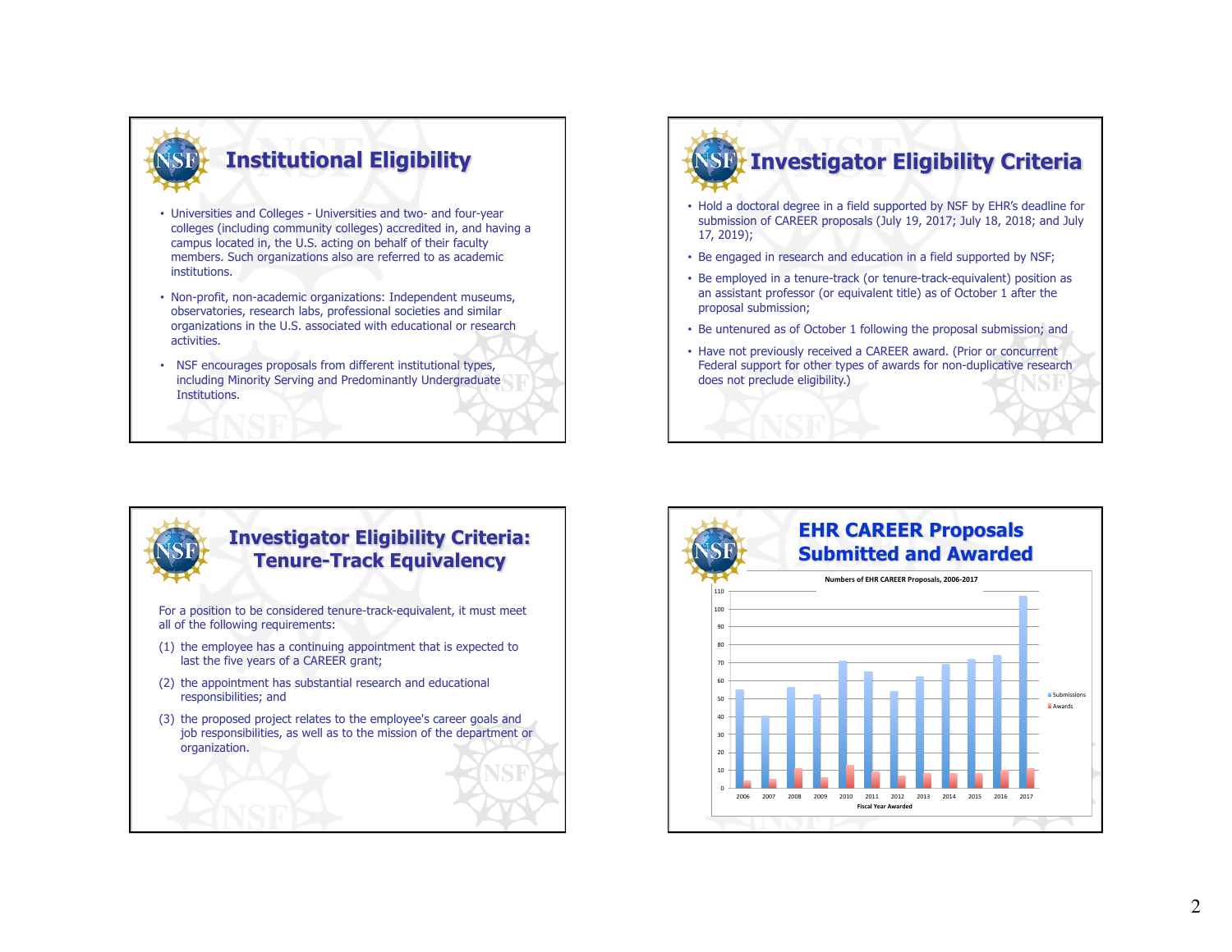## Institutional Eligibility

- Universities and Colleges - Universities and two- and four-year colleges (including community colleges) accredited in, and having a campus located in, the U.S. acting on behalf of their faculty members. Such organizations also are referred to as academic institutions.
- Non-profit, non-academic organizations: Independent museums, observatories, research labs, professional societies and similar organizations in the U.S. associated with educational or research activities.
- NSF encourages proposals from different institutional types, including Minority Serving and Predominantly Undergraduate Institutions.

## Investigator Eligibility Criteria

- Hold a doctoral degree in a field supported by NSF by EHR's deadline for submission of CAREER proposals (July 19, 2017; July 18, 2018; and July 17, 2019);
- Be engaged in research and education in a field supported by NSF;
- Be employed in a tenure-track (or tenure-track-equivalent) position as an assistant professor (or equivalent title) as of October 1 after the proposal submission;
- Be untenured as of October 1 following the proposal submission; and
- Have not previously received a CAREER award. (Prior or concurrent Federal support for other types of awards for non-duplicative research does not preclude eligibility.)

## Investigator Eligibility Criteria: Tenure-Track Equivalency

For a position to be considered tenure-track-equivalent, it must meet all of the following requirements:

(1) the employee has a continuing appointment that is expected to last the five years of a CAREER grant;

(2) the appointment has substantial research and educational responsibilities; and

(3) the proposed project relates to the employee's career goals and job responsibilities, as well as to the mission of the department or organization.

## EHR CAREER Proposals Submitted and Awarded

Numbers of EHR CAREER Proposals, 2006-2017

| Fiscal Year Awarded | Submissions | Awards |
|---|---|---|
| 2006 | 55 | 4 |
| 2007 | 40 | 5 |
| 2008 | 56 | 11 |
| 2009 | 52 | 6 |
| 2010 | 71 | 13 |
| 2011 | 65 | 9 |
| 2012 | 54 | 7 |
| 2013 | 62 | 8 |
| 2014 | 69 | 8 |
| 2015 | 72 | 8 |
| 2016 | 74 | 10 |
| 2017 | 107 | 11 |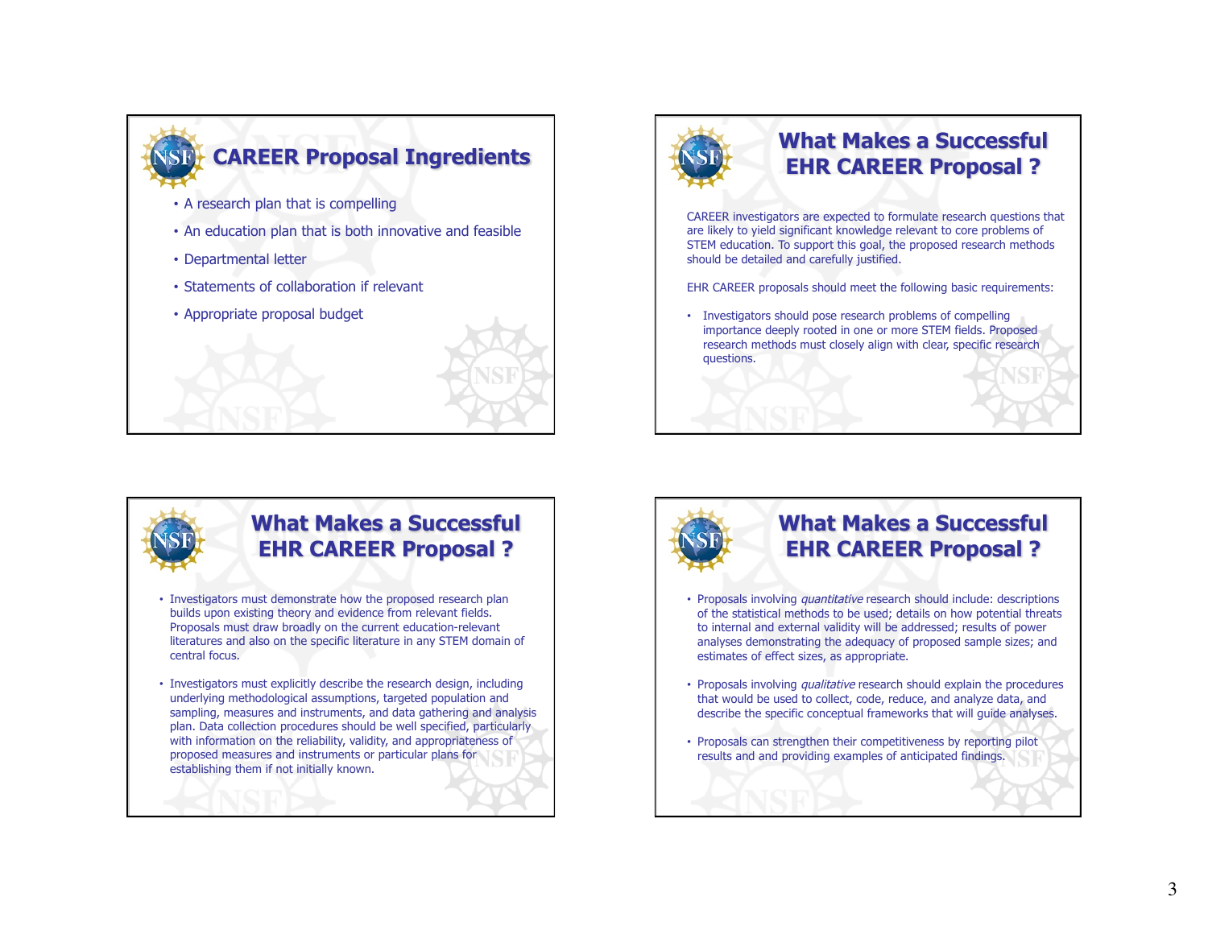## CAREER Proposal Ingredients

- A research plan that is compelling
- An education plan that is both innovative and feasible
- Departmental letter
- Statements of collaboration if relevant
- Appropriate proposal budget

## What Makes a Successful EHR CAREER Proposal ?

CAREER investigators are expected to formulate research questions that are likely to yield significant knowledge relevant to core problems of STEM education. To support this goal, the proposed research methods should be detailed and carefully justified.

EHR CAREER proposals should meet the following basic requirements:

- Investigators should pose research problems of compelling importance deeply rooted in one or more STEM fields. Proposed research methods must closely align with clear, specific research questions.

## What Makes a Successful EHR CAREER Proposal ?

- Investigators must demonstrate how the proposed research plan builds upon existing theory and evidence from relevant fields. Proposals must draw broadly on the current education-relevant literatures and also on the specific literature in any STEM domain of central focus.
- Investigators must explicitly describe the research design, including underlying methodological assumptions, targeted population and sampling, measures and instruments, and data gathering and analysis plan. Data collection procedures should be well specified, particularly with information on the reliability, validity, and appropriateness of proposed measures and instruments or particular plans for establishing them if not initially known.

## What Makes a Successful EHR CAREER Proposal ?

- Proposals involving *quantitative* research should include: descriptions of the statistical methods to be used; details on how potential threats to internal and external validity will be addressed; results of power analyses demonstrating the adequacy of proposed sample sizes; and estimates of effect sizes, as appropriate.
- Proposals involving *qualitative* research should explain the procedures that would be used to collect, code, reduce, and analyze data, and describe the specific conceptual frameworks that will guide analyses.
- Proposals can strengthen their competitiveness by reporting pilot results and and providing examples of anticipated findings.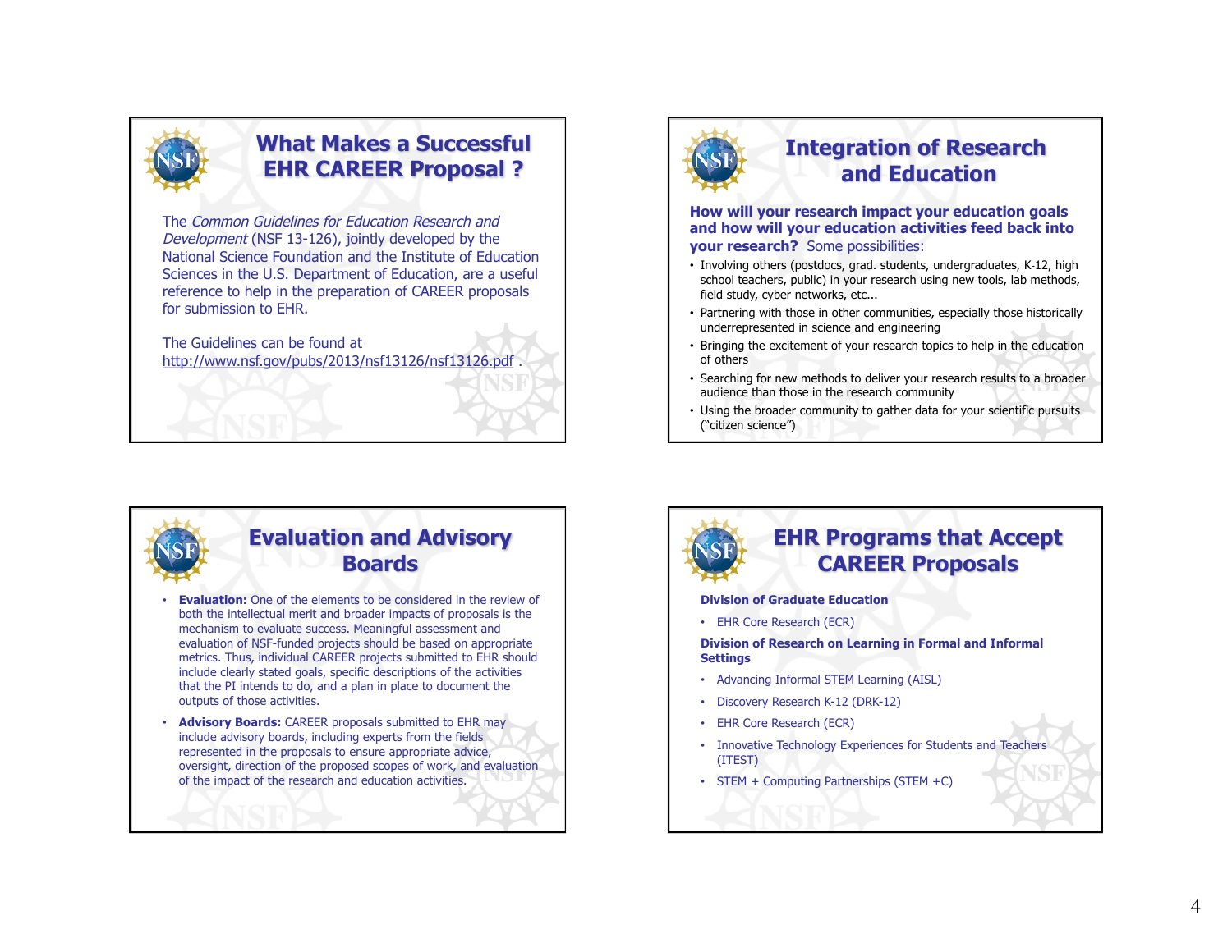## What Makes a Successful EHR CAREER Proposal ?

The *Common Guidelines for Education Research and Development* (NSF 13-126), jointly developed by the National Science Foundation and the Institute of Education Sciences in the U.S. Department of Education, are a useful reference to help in the preparation of CAREER proposals for submission to EHR.

The Guidelines can be found at http://www.nsf.gov/pubs/2013/nsf13126/nsf13126.pdf .

## Integration of Research and Education

**How will your research impact your education goals and how will your education activities feed back into your research?** Some possibilities:

- Involving others (postdocs, grad. students, undergraduates, K-12, high school teachers, public) in your research using new tools, lab methods, field study, cyber networks, etc...
- Partnering with those in other communities, especially those historically underrepresented in science and engineering
- Bringing the excitement of your research topics to help in the education of others
- Searching for new methods to deliver your research results to a broader audience than those in the research community
- Using the broader community to gather data for your scientific pursuits ("citizen science")

## Evaluation and Advisory Boards

- **Evaluation:** One of the elements to be considered in the review of both the intellectual merit and broader impacts of proposals is the mechanism to evaluate success. Meaningful assessment and evaluation of NSF-funded projects should be based on appropriate metrics. Thus, individual CAREER projects submitted to EHR should include clearly stated goals, specific descriptions of the activities that the PI intends to do, and a plan in place to document the outputs of those activities.
- **Advisory Boards:** CAREER proposals submitted to EHR may include advisory boards, including experts from the fields represented in the proposals to ensure appropriate advice, oversight, direction of the proposed scopes of work, and evaluation of the impact of the research and education activities.

## EHR Programs that Accept CAREER Proposals

**Division of Graduate Education**

- EHR Core Research (ECR)

**Division of Research on Learning in Formal and Informal Settings**

- Advancing Informal STEM Learning (AISL)
- Discovery Research K-12 (DRK-12)
- EHR Core Research (ECR)
- Innovative Technology Experiences for Students and Teachers (ITEST)
- STEM + Computing Partnerships (STEM +C)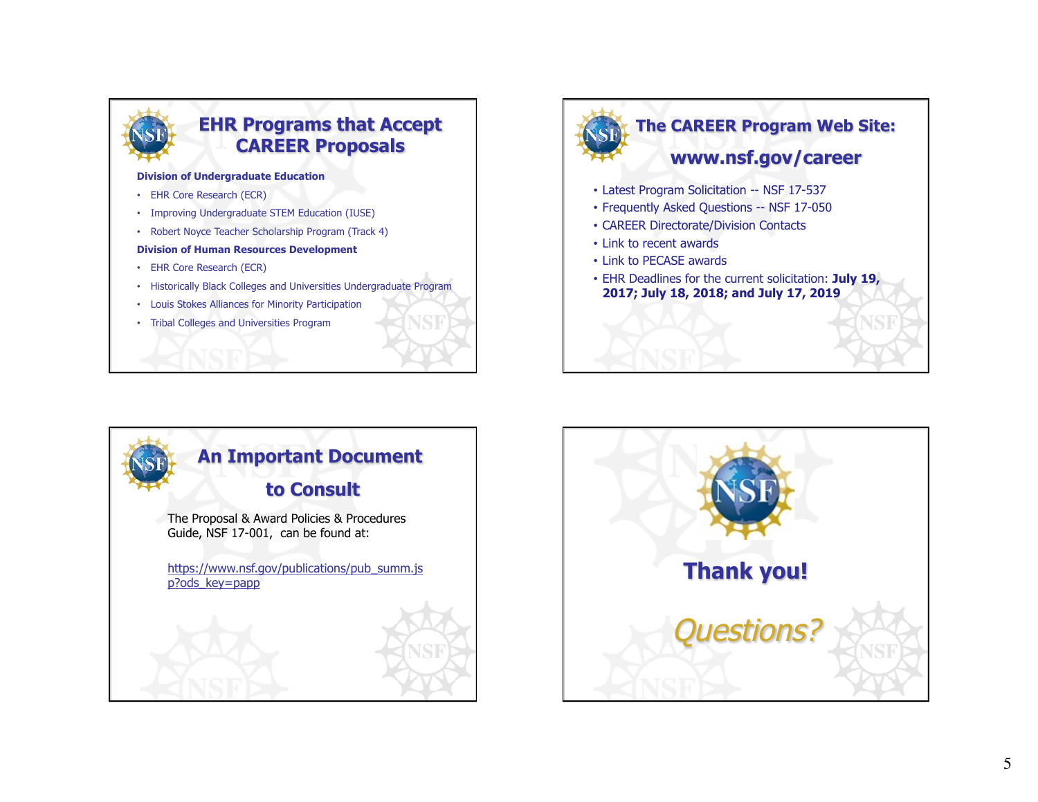## EHR Programs that Accept CAREER Proposals

**Division of Undergraduate Education**

- EHR Core Research (ECR)
- Improving Undergraduate STEM Education (IUSE)
- Robert Noyce Teacher Scholarship Program (Track 4)

**Division of Human Resources Development**

- EHR Core Research (ECR)
- Historically Black Colleges and Universities Undergraduate Program
- Louis Stokes Alliances for Minority Participation
- Tribal Colleges and Universities Program

## The CAREER Program Web Site: www.nsf.gov/career

- Latest Program Solicitation -- NSF 17-537
- Frequently Asked Questions -- NSF 17-050
- CAREER Directorate/Division Contacts
- Link to recent awards
- Link to PECASE awards
- EHR Deadlines for the current solicitation: **July 19, 2017; July 18, 2018; and July 17, 2019**

## An Important Document to Consult

The Proposal & Award Policies & Procedures Guide, NSF 17-001, can be found at:

https://www.nsf.gov/publications/pub_summ.jsp?ods_key=papp

## Thank you!

*Questions?*